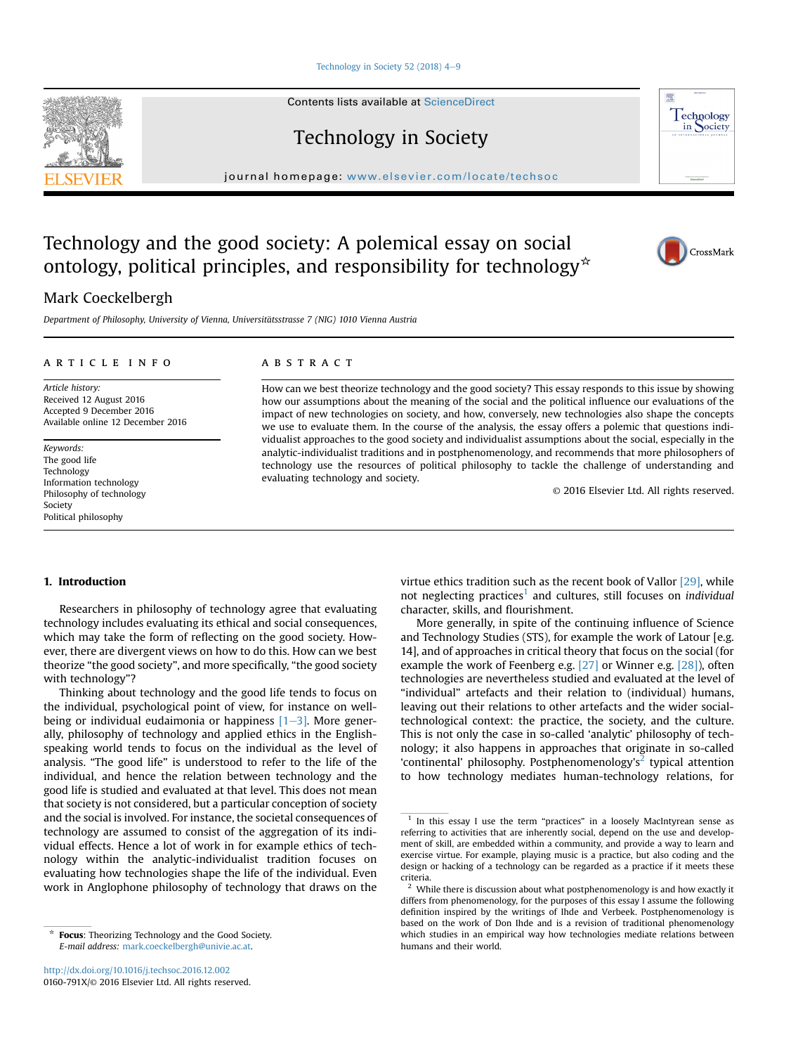# Technology and the good society: A polemical essay on social ontology, political principles, and responsibility for technology[☆]

Mark Coeckelbergh

*Department of Philosophy, University of Vienna, Universitätsstrasse 7 (NIG) 1010 Vienna Austria*

**ARTICLE INFO**

*Article history:*
Received 12 August 2016
Accepted 9 December 2016
Available online 12 December 2016

*Keywords:*
The good life
Technology
Information technology
Philosophy of technology
Society
Political philosophy

**ABSTRACT**

How can we best theorize technology and the good society? This essay responds to this issue by showing how our assumptions about the meaning of the social and the political influence our evaluations of the impact of new technologies on society, and how, conversely, new technologies also shape the concepts we use to evaluate them. In the course of the analysis, the essay offers a polemic that questions individualist approaches to the good society and individualist assumptions about the social, especially in the analytic-individualist traditions and in postphenomenology, and recommends that more philosophers of technology use the resources of political philosophy to tackle the challenge of understanding and evaluating technology and society.

© 2016 Elsevier Ltd. All rights reserved.

## 1. Introduction

Researchers in philosophy of technology agree that evaluating technology includes evaluating its ethical and social consequences, which may take the form of reflecting on the good society. However, there are divergent views on how to do this. How can we best theorize "the good society", and more specifically, "the good society with technology"?

Thinking about technology and the good life tends to focus on the individual, psychological point of view, for instance on well-being or individual eudaimonia or happiness [1–3]. More generally, philosophy of technology and applied ethics in the English-speaking world tends to focus on the individual as the level of analysis. "The good life" is understood to refer to the life of the individual, and hence the relation between technology and the good life is studied and evaluated at that level. This does not mean that society is not considered, but a particular conception of society and the social is involved. For instance, the societal consequences of technology are assumed to consist of the aggregation of its individual effects. Hence a lot of work in for example ethics of technology within the analytic-individualist tradition focuses on evaluating how technologies shape the life of the individual. Even work in Anglophone philosophy of technology that draws on the virtue ethics tradition such as the recent book of Vallor [29], while not neglecting practices[1] and cultures, still focuses on *individual* character, skills, and flourishment.

More generally, in spite of the continuing influence of Science and Technology Studies (STS), for example the work of Latour [e.g. 14], and of approaches in critical theory that focus on the social (for example the work of Feenberg e.g. [27] or Winner e.g. [28]), often technologies are nevertheless studied and evaluated at the level of "individual" artefacts and their relation to (individual) humans, leaving out their relations to other artefacts and the wider social-technological context: the practice, the society, and the culture. This is not only the case in so-called 'analytic' philosophy of technology; it also happens in approaches that originate in so-called 'continental' philosophy. Postphenomenology's[2] typical attention to how technology mediates human-technology relations, for

---

[1] In this essay I use the term "practices" in a loosely MacIntyrean sense as referring to activities that are inherently social, depend on the use and development of skill, are embedded within a community, and provide a way to learn and exercise virtue. For example, playing music is a practice, but also coding and the design or hacking of a technology can be regarded as a practice if it meets these criteria.

[2] While there is discussion about what postphenomenology is and how exactly it differs from phenomenology, for the purposes of this essay I assume the following definition inspired by the writings of Ihde and Verbeek. Postphenomenology is based on the work of Don Ihde and is a revision of traditional phenomenology which studies in an empirical way how technologies mediate relations between humans and their world.

[☆] **Focus**: Theorizing Technology and the Good Society.
E-mail address: mark.coeckelbergh@univie.ac.at.

http://dx.doi.org/10.1016/j.techsoc.2016.12.002
0160-791X/© 2016 Elsevier Ltd. All rights reserved.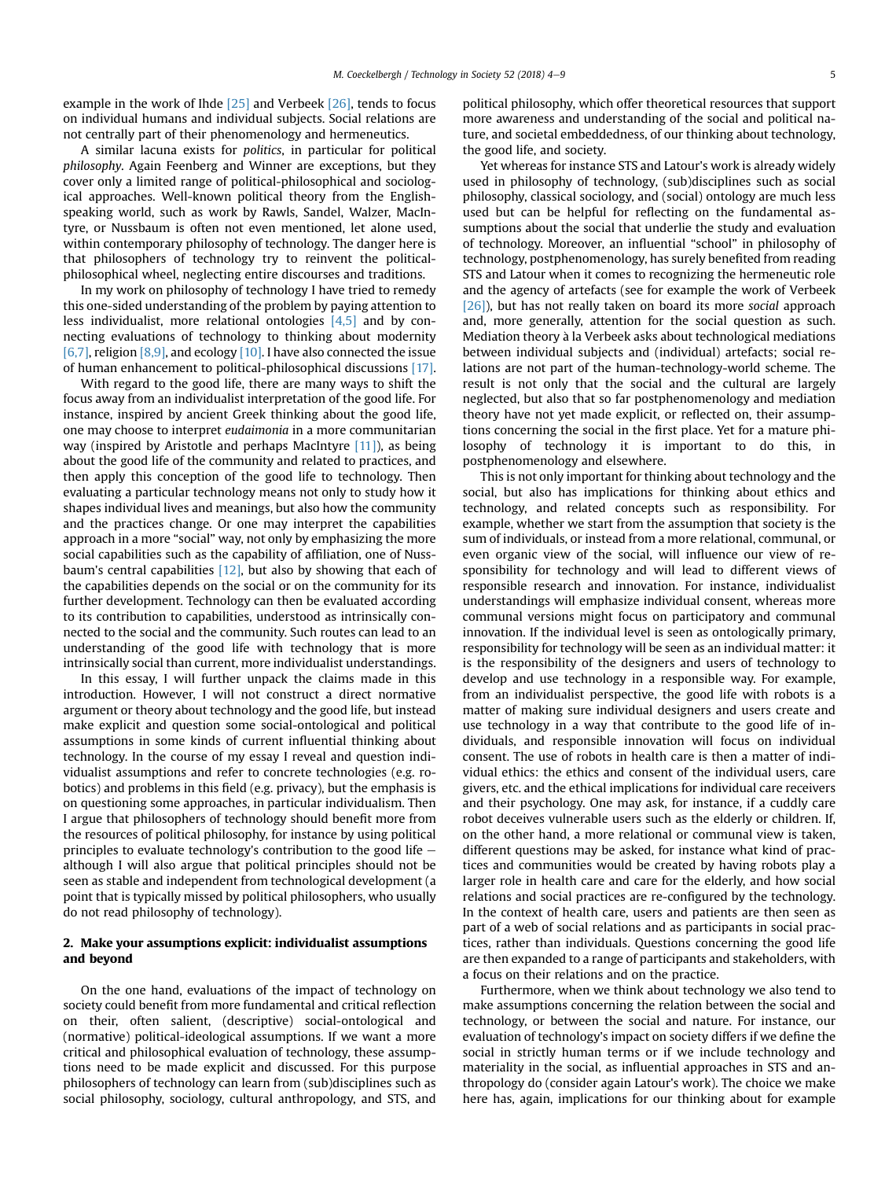example in the work of Ihde [25] and Verbeek [26], tends to focus on individual humans and individual subjects. Social relations are not centrally part of their phenomenology and hermeneutics.

A similar lacuna exists for *politics*, in particular for political *philosophy*. Again Feenberg and Winner are exceptions, but they cover only a limited range of political-philosophical and sociological approaches. Well-known political theory from the English-speaking world, such as work by Rawls, Sandel, Walzer, MacIntyre, or Nussbaum is often not even mentioned, let alone used, within contemporary philosophy of technology. The danger here is that philosophers of technology try to reinvent the political-philosophical wheel, neglecting entire discourses and traditions.

In my work on philosophy of technology I have tried to remedy this one-sided understanding of the problem by paying attention to less individualist, more relational ontologies [4,5] and by connecting evaluations of technology to thinking about modernity [6,7], religion [8,9], and ecology [10]. I have also connected the issue of human enhancement to political-philosophical discussions [17].

With regard to the good life, there are many ways to shift the focus away from an individualist interpretation of the good life. For instance, inspired by ancient Greek thinking about the good life, one may choose to interpret *eudaimonia* in a more communitarian way (inspired by Aristotle and perhaps MacIntyre [11]), as being about the good life of the community and related to practices, and then apply this conception of the good life to technology. Then evaluating a particular technology means not only to study how it shapes individual lives and meanings, but also how the community and the practices change. Or one may interpret the capabilities approach in a more "social" way, not only by emphasizing the more social capabilities such as the capability of affiliation, one of Nussbaum's central capabilities [12], but also by showing that each of the capabilities depends on the social or on the community for its further development. Technology can then be evaluated according to its contribution to capabilities, understood as intrinsically connected to the social and the community. Such routes can lead to an understanding of the good life with technology that is more intrinsically social than current, more individualist understandings.

In this essay, I will further unpack the claims made in this introduction. However, I will not construct a direct normative argument or theory about technology and the good life, but instead make explicit and question some social-ontological and political assumptions in some kinds of current influential thinking about technology. In the course of my essay I reveal and question individualist assumptions and refer to concrete technologies (e.g. robotics) and problems in this field (e.g. privacy), but the emphasis is on questioning some approaches, in particular individualism. Then I argue that philosophers of technology should benefit more from the resources of political philosophy, for instance by using political principles to evaluate technology's contribution to the good life — although I will also argue that political principles should not be seen as stable and independent from technological development (a point that is typically missed by political philosophers, who usually do not read philosophy of technology).

## 2. Make your assumptions explicit: individualist assumptions and beyond

On the one hand, evaluations of the impact of technology on society could benefit from more fundamental and critical reflection on their, often salient, (descriptive) social-ontological and (normative) political-ideological assumptions. If we want a more critical and philosophical evaluation of technology, these assumptions need to be made explicit and discussed. For this purpose philosophers of technology can learn from (sub)disciplines such as social philosophy, sociology, cultural anthropology, and STS, and political philosophy, which offer theoretical resources that support more awareness and understanding of the social and political nature, and societal embeddedness, of our thinking about technology, the good life, and society.

Yet whereas for instance STS and Latour's work is already widely used in philosophy of technology, (sub)disciplines such as social philosophy, classical sociology, and (social) ontology are much less used but can be helpful for reflecting on the fundamental assumptions about the social that underlie the study and evaluation of technology. Moreover, an influential "school" in philosophy of technology, postphenomenology, has surely benefited from reading STS and Latour when it comes to recognizing the hermeneutic role and the agency of artefacts (see for example the work of Verbeek [26]), but has not really taken on board its more *social* approach and, more generally, attention for the social question as such. Mediation theory à la Verbeek asks about technological mediations between individual subjects and (individual) artefacts; social relations are not part of the human-technology-world scheme. The result is not only that the social and the cultural are largely neglected, but also that so far postphenomenology and mediation theory have not yet made explicit, or reflected on, their assumptions concerning the social in the first place. Yet for a mature philosophy of technology it is important to do this, in postphenomenology and elsewhere.

This is not only important for thinking about technology and the social, but also has implications for thinking about ethics and technology, and related concepts such as responsibility. For example, whether we start from the assumption that society is the sum of individuals, or instead from a more relational, communal, or even organic view of the social, will influence our view of responsibility for technology and will lead to different views of responsible research and innovation. For instance, individualist understandings will emphasize individual consent, whereas more communal versions might focus on participatory and communal innovation. If the individual level is seen as ontologically primary, responsibility for technology will be seen as an individual matter: it is the responsibility of the designers and users of technology to develop and use technology in a responsible way. For example, from an individualist perspective, the good life with robots is a matter of making sure individual designers and users create and use technology in a way that contribute to the good life of individuals, and responsible innovation will focus on individual consent. The use of robots in health care is then a matter of individual ethics: the ethics and consent of the individual users, care givers, etc. and the ethical implications for individual care receivers and their psychology. One may ask, for instance, if a cuddly care robot deceives vulnerable users such as the elderly or children. If, on the other hand, a more relational or communal view is taken, different questions may be asked, for instance what kind of practices and communities would be created by having robots play a larger role in health care and care for the elderly, and how social relations and social practices are re-configured by the technology. In the context of health care, users and patients are then seen as part of a web of social relations and as participants in social practices, rather than individuals. Questions concerning the good life are then expanded to a range of participants and stakeholders, with a focus on their relations and on the practice.

Furthermore, when we think about technology we also tend to make assumptions concerning the relation between the social and technology, or between the social and nature. For instance, our evaluation of technology's impact on society differs if we define the social in strictly human terms or if we include technology and materiality in the social, as influential approaches in STS and anthropology do (consider again Latour's work). The choice we make here has, again, implications for our thinking about for example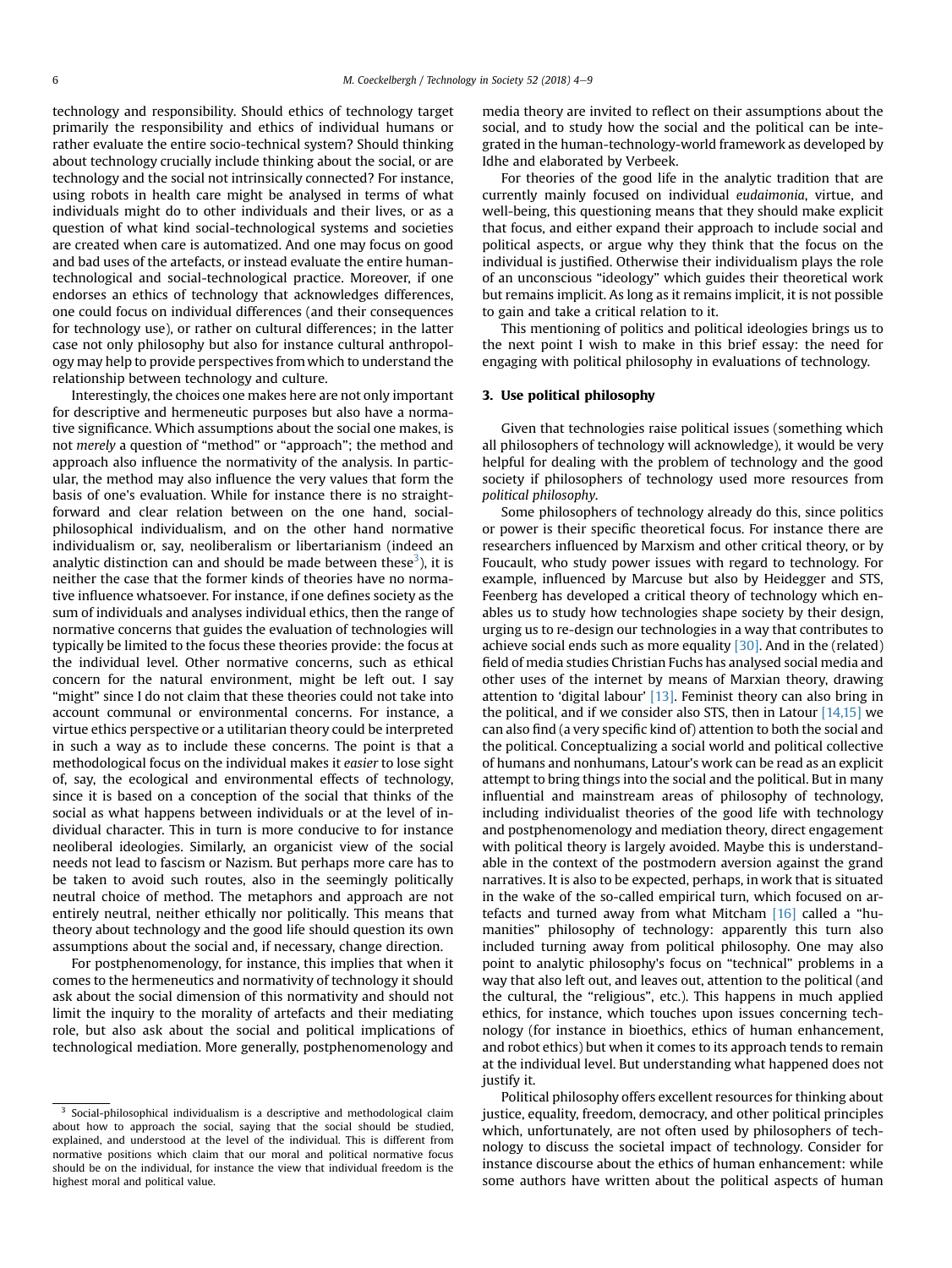technology and responsibility. Should ethics of technology target primarily the responsibility and ethics of individual humans or rather evaluate the entire socio-technical system? Should thinking about technology crucially include thinking about the social, or are technology and the social not intrinsically connected? For instance, using robots in health care might be analysed in terms of what individuals might do to other individuals and their lives, or as a question of what kind social-technological systems and societies are created when care is automatized. And one may focus on good and bad uses of the artefacts, or instead evaluate the entire human-technological and social-technological practice. Moreover, if one endorses an ethics of technology that acknowledges differences, one could focus on individual differences (and their consequences for technology use), or rather on cultural differences; in the latter case not only philosophy but also for instance cultural anthropology may help to provide perspectives from which to understand the relationship between technology and culture.

Interestingly, the choices one makes here are not only important for descriptive and hermeneutic purposes but also have a normative significance. Which assumptions about the social one makes, is not *merely* a question of "method" or "approach"; the method and approach also influence the normativity of the analysis. In particular, the method may also influence the very values that form the basis of one's evaluation. While for instance there is no straightforward and clear relation between on the one hand, social-philosophical individualism, and on the other hand normative individualism or, say, neoliberalism or libertarianism (indeed an analytic distinction can and should be made between these[3]), it is neither the case that the former kinds of theories have no normative influence whatsoever. For instance, if one defines society as the sum of individuals and analyses individual ethics, then the range of normative concerns that guides the evaluation of technologies will typically be limited to the focus these theories provide: the focus at the individual level. Other normative concerns, such as ethical concern for the natural environment, might be left out. I say "might" since I do not claim that these theories could not take into account communal or environmental concerns. For instance, a virtue ethics perspective or a utilitarian theory could be interpreted in such a way as to include these concerns. The point is that a methodological focus on the individual makes it *easier* to lose sight of, say, the ecological and environmental effects of technology, since it is based on a conception of the social that thinks of the social as what happens between individuals or at the level of individual character. This in turn is more conducive to for instance neoliberal ideologies. Similarly, an organicist view of the social needs not lead to fascism or Nazism. But perhaps more care has to be taken to avoid such routes, also in the seemingly politically neutral choice of method. The metaphors and approach are not entirely neutral, neither ethically nor politically. This means that theory about technology and the good life should question its own assumptions about the social and, if necessary, change direction.

For postphenomenology, for instance, this implies that when it comes to the hermeneutics and normativity of technology it should ask about the social dimension of this normativity and should not limit the inquiry to the morality of artefacts and their mediating role, but also ask about the social and political implications of technological mediation. More generally, postphenomenology and media theory are invited to reflect on their assumptions about the social, and to study how the social and the political can be integrated in the human-technology-world framework as developed by Idhe and elaborated by Verbeek.

For theories of the good life in the analytic tradition that are currently mainly focused on individual *eudaimonia*, virtue, and well-being, this questioning means that they should make explicit that focus, and either expand their approach to include social and political aspects, or argue why they think that the focus on the individual is justified. Otherwise their individualism plays the role of an unconscious "ideology" which guides their theoretical work but remains implicit. As long as it remains implicit, it is not possible to gain and take a critical relation to it.

This mentioning of politics and political ideologies brings us to the next point I wish to make in this brief essay: the need for engaging with political philosophy in evaluations of technology.

## 3. Use political philosophy

Given that technologies raise political issues (something which all philosophers of technology will acknowledge), it would be very helpful for dealing with the problem of technology and the good society if philosophers of technology used more resources from *political philosophy*.

Some philosophers of technology already do this, since politics or power is their specific theoretical focus. For instance there are researchers influenced by Marxism and other critical theory, or by Foucault, who study power issues with regard to technology. For example, influenced by Marcuse but also by Heidegger and STS, Feenberg has developed a critical theory of technology which enables us to study how technologies shape society by their design, urging us to re-design our technologies in a way that contributes to achieve social ends such as more equality [30]. And in the (related) field of media studies Christian Fuchs has analysed social media and other uses of the internet by means of Marxian theory, drawing attention to 'digital labour' [13]. Feminist theory can also bring in the political, and if we consider also STS, then in Latour [14,15] we can also find (a very specific kind of) attention to both the social and the political. Conceptualizing a social world and political collective of humans and nonhumans, Latour's work can be read as an explicit attempt to bring things into the social and the political. But in many influential and mainstream areas of philosophy of technology, including individualist theories of the good life with technology and postphenomenology and mediation theory, direct engagement with political theory is largely avoided. Maybe this is understandable in the context of the postmodern aversion against the grand narratives. It is also to be expected, perhaps, in work that is situated in the wake of the so-called empirical turn, which focused on artefacts and turned away from what Mitcham [16] called a "humanities" philosophy of technology: apparently this turn also included turning away from political philosophy. One may also point to analytic philosophy's focus on "technical" problems in a way that also left out, and leaves out, attention to the political (and the cultural, the "religious", etc.). This happens in much applied ethics, for instance, which touches upon issues concerning technology (for instance in bioethics, ethics of human enhancement, and robot ethics) but when it comes to its approach tends to remain at the individual level. But understanding what happened does not justify it.

Political philosophy offers excellent resources for thinking about justice, equality, freedom, democracy, and other political principles which, unfortunately, are not often used by philosophers of technology to discuss the societal impact of technology. Consider for instance discourse about the ethics of human enhancement: while some authors have written about the political aspects of human

[3] Social-philosophical individualism is a descriptive and methodological claim about how to approach the social, saying that the social should be studied, explained, and understood at the level of the individual. This is different from normative positions which claim that our moral and political normative focus should be on the individual, for instance the view that individual freedom is the highest moral and political value.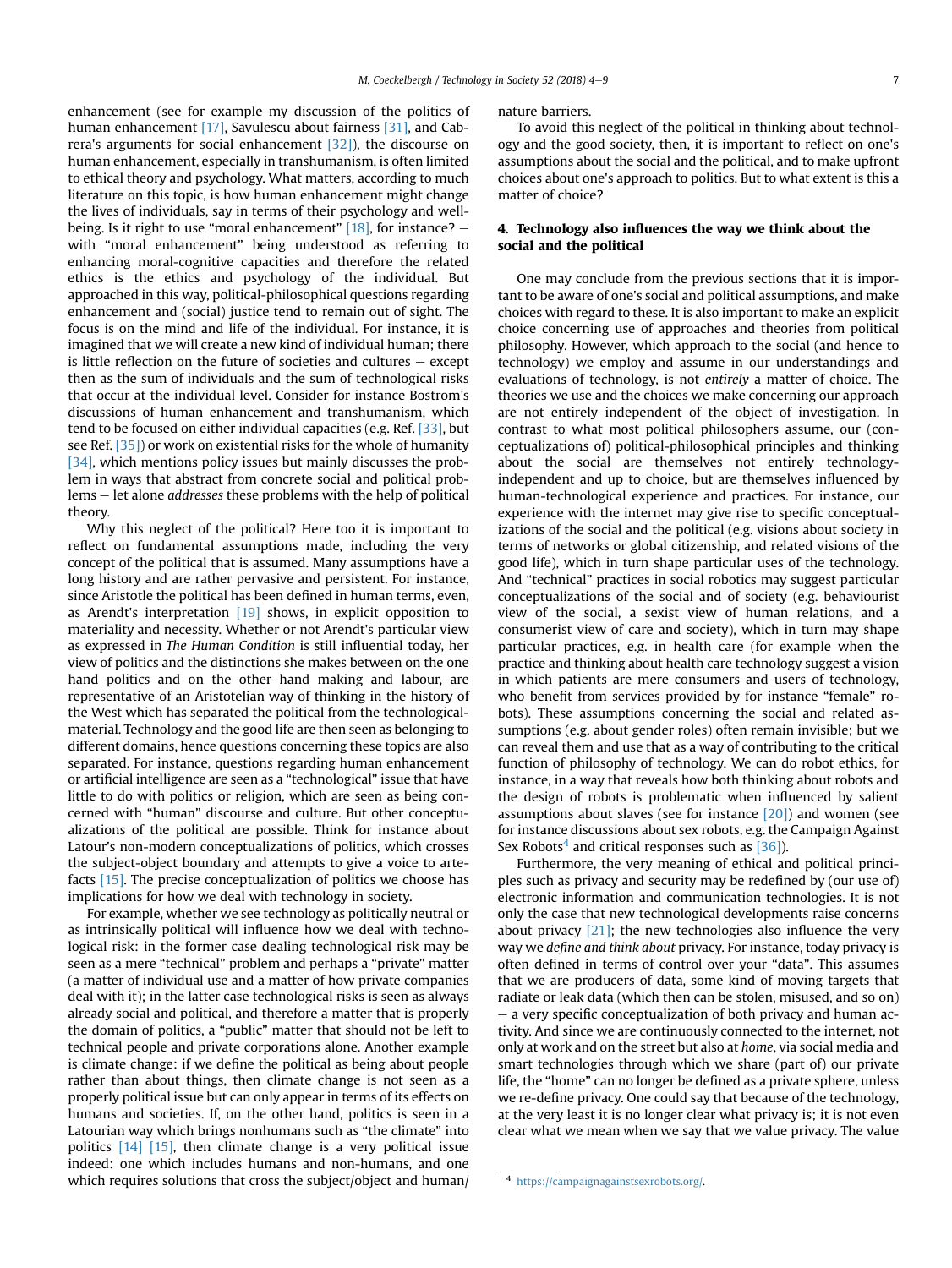enhancement (see for example my discussion of the politics of human enhancement [17], Savulescu about fairness [31], and Cabrera's arguments for social enhancement [32]), the discourse on human enhancement, especially in transhumanism, is often limited to ethical theory and psychology. What matters, according to much literature on this topic, is how human enhancement might change the lives of individuals, say in terms of their psychology and well-being. Is it right to use "moral enhancement" [18], for instance? – with "moral enhancement" being understood as referring to enhancing moral-cognitive capacities and therefore the related ethics is the ethics and psychology of the individual. But approached in this way, political-philosophical questions regarding enhancement and (social) justice tend to remain out of sight. The focus is on the mind and life of the individual. For instance, it is imagined that we will create a new kind of individual human; there is little reflection on the future of societies and cultures – except then as the sum of individuals and the sum of technological risks that occur at the individual level. Consider for instance Bostrom's discussions of human enhancement and transhumanism, which tend to be focused on either individual capacities (e.g. Ref. [33], but see Ref. [35]) or work on existential risks for the whole of humanity [34], which mentions policy issues but mainly discusses the problem in ways that abstract from concrete social and political problems – let alone *addresses* these problems with the help of political theory.

Why this neglect of the political? Here too it is important to reflect on fundamental assumptions made, including the very concept of the political that is assumed. Many assumptions have a long history and are rather pervasive and persistent. For instance, since Aristotle the political has been defined in human terms, even, as Arendt's interpretation [19] shows, in explicit opposition to materiality and necessity. Whether or not Arendt's particular view as expressed in *The Human Condition* is still influential today, her view of politics and the distinctions she makes between on the one hand politics and on the other hand making and labour, are representative of an Aristotelian way of thinking in the history of the West which has separated the political from the technological-material. Technology and the good life are then seen as belonging to different domains, hence questions concerning these topics are also separated. For instance, questions regarding human enhancement or artificial intelligence are seen as a "technological" issue that have little to do with politics or religion, which are seen as being concerned with "human" discourse and culture. But other conceptualizations of the political are possible. Think for instance about Latour's non-modern conceptualizations of politics, which crosses the subject-object boundary and attempts to give a voice to artefacts [15]. The precise conceptualization of politics we choose has implications for how we deal with technology in society.

For example, whether we see technology as politically neutral or as intrinsically political will influence how we deal with technological risk: in the former case dealing technological risk may be seen as a mere "technical" problem and perhaps a "private" matter (a matter of individual use and a matter of how private companies deal with it); in the latter case technological risks is seen as always already social and political, and therefore a matter that is properly the domain of politics, a "public" matter that should not be left to technical people and private corporations alone. Another example is climate change: if we define the political as being about people rather than about things, then climate change is not seen as a properly political issue but can only appear in terms of its effects on humans and societies. If, on the other hand, politics is seen in a Latourian way which brings nonhumans such as "the climate" into politics [14] [15], then climate change is a very political issue indeed: one which includes humans and non-humans, and one which requires solutions that cross the subject/object and human/nature barriers.

To avoid this neglect of the political in thinking about technology and the good society, then, it is important to reflect on one's assumptions about the social and the political, and to make upfront choices about one's approach to politics. But to what extent is this a matter of choice?

## 4. Technology also influences the way we think about the social and the political

One may conclude from the previous sections that it is important to be aware of one's social and political assumptions, and make choices with regard to these. It is also important to make an explicit choice concerning use of approaches and theories from political philosophy. However, which approach to the social (and hence to technology) we employ and assume in our understandings and evaluations of technology, is not *entirely* a matter of choice. The theories we use and the choices we make concerning our approach are not entirely independent of the object of investigation. In contrast to what most political philosophers assume, our (conceptualizations of) political-philosophical principles and thinking about the social are themselves not entirely technology-independent and up to choice, but are themselves influenced by human-technological experience and practices. For instance, our experience with the internet may give rise to specific conceptualizations of the social and the political (e.g. visions about society in terms of networks or global citizenship, and related visions of the good life), which in turn shape particular uses of the technology. And "technical" practices in social robotics may suggest particular conceptualizations of the social and of society (e.g. behaviourist view of the social, a sexist view of human relations, and a consumerist view of care and society), which in turn may shape particular practices, e.g. in health care (for example when the practice and thinking about health care technology suggest a vision in which patients are mere consumers and users of technology, who benefit from services provided by for instance "female" robots). These assumptions concerning the social and related assumptions (e.g. about gender roles) often remain invisible; but we can reveal them and use that as a way of contributing to the critical function of philosophy of technology. We can do robot ethics, for instance, in a way that reveals how both thinking about robots and the design of robots is problematic when influenced by salient assumptions about slaves (see for instance [20]) and women (see for instance discussions about sex robots, e.g. the Campaign Against Sex Robots[4] and critical responses such as [36]).

Furthermore, the very meaning of ethical and political principles such as privacy and security may be redefined by (our use of) electronic information and communication technologies. It is not only the case that new technological developments raise concerns about privacy [21]; the new technologies also influence the very way we *define and think about* privacy. For instance, today privacy is often defined in terms of control over your "data". This assumes that we are producers of data, some kind of moving targets that radiate or leak data (which then can be stolen, misused, and so on) – a very specific conceptualization of both privacy and human activity. And since we are continuously connected to the internet, not only at work and on the street but also at *home*, via social media and smart technologies through which we share (part of) our private life, the "home" can no longer be defined as a private sphere, unless we re-define privacy. One could say that because of the technology, at the very least it is no longer clear what privacy is; it is not even clear what we mean when we say that we value privacy. The value

[4] https://campaignagainstsexrobots.org/.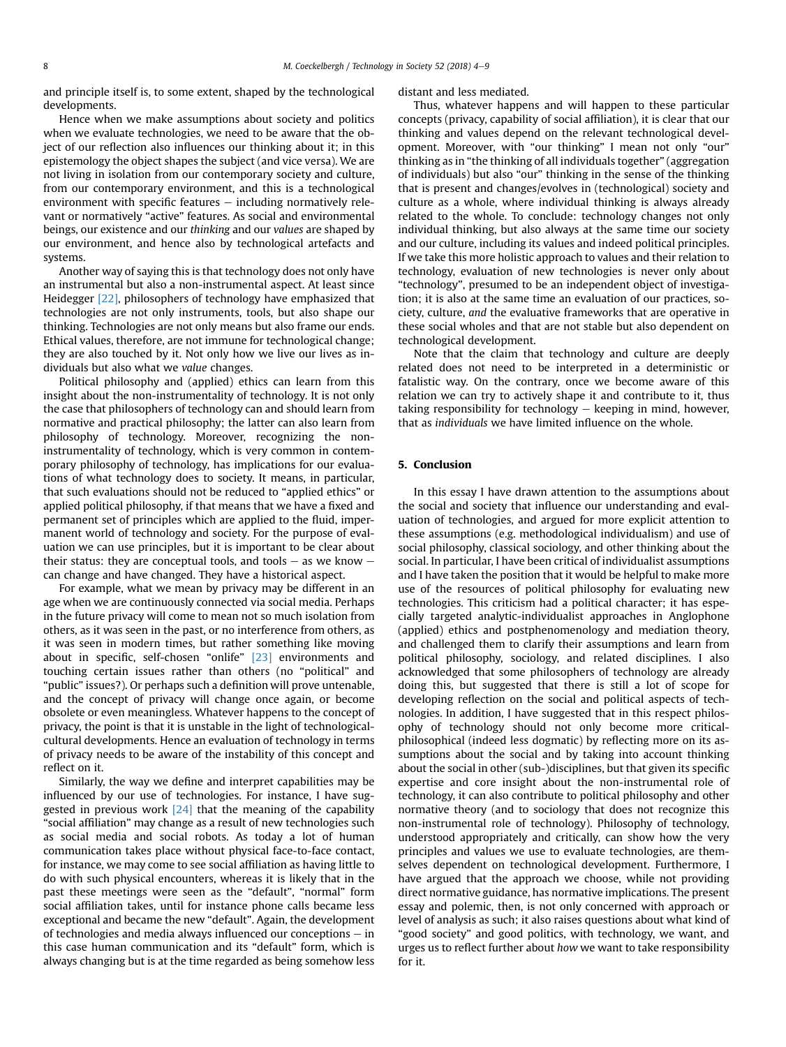and principle itself is, to some extent, shaped by the technological developments.

Hence when we make assumptions about society and politics when we evaluate technologies, we need to be aware that the object of our reflection also influences our thinking about it; in this epistemology the object shapes the subject (and vice versa). We are not living in isolation from our contemporary society and culture, from our contemporary environment, and this is a technological environment with specific features – including normatively relevant or normatively "active" features. As social and environmental beings, our existence and our *thinking* and our *values* are shaped by our environment, and hence also by technological artefacts and systems.

Another way of saying this is that technology does not only have an instrumental but also a non-instrumental aspect. At least since Heidegger [22], philosophers of technology have emphasized that technologies are not only instruments, tools, but also shape our thinking. Technologies are not only means but also frame our ends. Ethical values, therefore, are not immune for technological change; they are also touched by it. Not only how we live our lives as individuals but also what we *value* changes.

Political philosophy and (applied) ethics can learn from this insight about the non-instrumentality of technology. It is not only the case that philosophers of technology can and should learn from normative and practical philosophy; the latter can also learn from philosophy of technology. Moreover, recognizing the non-instrumentality of technology, which is very common in contemporary philosophy of technology, has implications for our evaluations of what technology does to society. It means, in particular, that such evaluations should not be reduced to "applied ethics" or applied political philosophy, if that means that we have a fixed and permanent set of principles which are applied to the fluid, impermanent world of technology and society. For the purpose of evaluation we can use principles, but it is important to be clear about their status: they are conceptual tools, and tools – as we know – can change and have changed. They have a historical aspect.

For example, what we mean by privacy may be different in an age when we are continuously connected via social media. Perhaps in the future privacy will come to mean not so much isolation from others, as it was seen in the past, or no interference from others, as it was seen in modern times, but rather something like moving about in specific, self-chosen "onlife" [23] environments and touching certain issues rather than others (no "political" and "public" issues?). Or perhaps such a definition will prove untenable, and the concept of privacy will change once again, or become obsolete or even meaningless. Whatever happens to the concept of privacy, the point is that it is unstable in the light of technological-cultural developments. Hence an evaluation of technology in terms of privacy needs to be aware of the instability of this concept and reflect on it.

Similarly, the way we define and interpret capabilities may be influenced by our use of technologies. For instance, I have suggested in previous work [24] that the meaning of the capability "social affiliation" may change as a result of new technologies such as social media and social robots. As today a lot of human communication takes place without physical face-to-face contact, for instance, we may come to see social affiliation as having little to do with such physical encounters, whereas it is likely that in the past these meetings were seen as the "default", "normal" form social affiliation takes, until for instance phone calls became less exceptional and became the new "default". Again, the development of technologies and media always influenced our conceptions – in this case human communication and its "default" form, which is always changing but is at the time regarded as being somehow less distant and less mediated.

Thus, whatever happens and will happen to these particular concepts (privacy, capability of social affiliation), it is clear that our thinking and values depend on the relevant technological development. Moreover, with "our thinking" I mean not only "our" thinking as in "the thinking of all individuals together" (aggregation of individuals) but also "our" thinking in the sense of the thinking that is present and changes/evolves in (technological) society and culture as a whole, where individual thinking is always already related to the whole. To conclude: technology changes not only individual thinking, but also always at the same time our society and our culture, including its values and indeed political principles. If we take this more holistic approach to values and their relation to technology, evaluation of new technologies is never only about "technology", presumed to be an independent object of investigation; it is also at the same time an evaluation of our practices, society, culture, *and* the evaluative frameworks that are operative in these social wholes and that are not stable but also dependent on technological development.

Note that the claim that technology and culture are deeply related does not need to be interpreted in a deterministic or fatalistic way. On the contrary, once we become aware of this relation we can try to actively shape it and contribute to it, thus taking responsibility for technology – keeping in mind, however, that as *individuals* we have limited influence on the whole.

## 5. Conclusion

In this essay I have drawn attention to the assumptions about the social and society that influence our understanding and evaluation of technologies, and argued for more explicit attention to these assumptions (e.g. methodological individualism) and use of social philosophy, classical sociology, and other thinking about the social. In particular, I have been critical of individualist assumptions and I have taken the position that it would be helpful to make more use of the resources of political philosophy for evaluating new technologies. This criticism had a political character; it has especially targeted analytic-individualist approaches in Anglophone (applied) ethics and postphenomenology and mediation theory, and challenged them to clarify their assumptions and learn from political philosophy, sociology, and related disciplines. I also acknowledged that some philosophers of technology are already doing this, but suggested that there is still a lot of scope for developing reflection on the social and political aspects of technologies. In addition, I have suggested that in this respect philosophy of technology should not only become more critical-philosophical (indeed less dogmatic) by reflecting more on its assumptions about the social and by taking into account thinking about the social in other (sub-)disciplines, but that given its specific expertise and core insight about the non-instrumental role of technology, it can also contribute to political philosophy and other normative theory (and to sociology that does not recognize this non-instrumental role of technology). Philosophy of technology, understood appropriately and critically, can show how the very principles and values we use to evaluate technologies, are themselves dependent on technological development. Furthermore, I have argued that the approach we choose, while not providing direct normative guidance, has normative implications. The present essay and polemic, then, is not only concerned with approach or level of analysis as such; it also raises questions about what kind of "good society" and good politics, with technology, we want, and urges us to reflect further about *how* we want to take responsibility for it.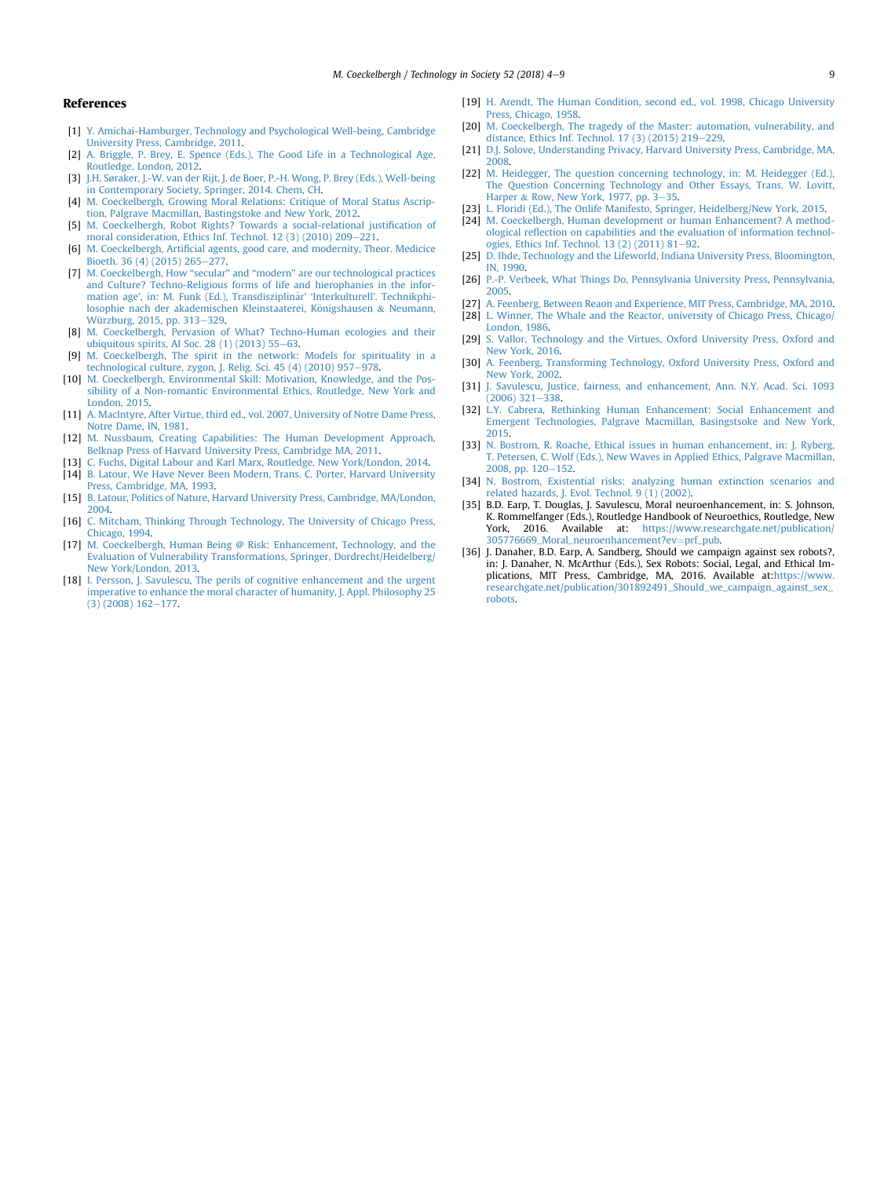## References

[1] Y. Amichai-Hamburger, Technology and Psychological Well-being, Cambridge University Press, Cambridge, 2011.

[2] A. Briggle, P. Brey, E. Spence (Eds.), The Good Life in a Technological Age, Routledge, London, 2012.

[3] J.H. Søraker, J.-W. van der Rijt, J. de Boer, P.-H. Wong, P. Brey (Eds.), Well-being in Contemporary Society, Springer, 2014. Chem, CH.

[4] M. Coeckelbergh, Growing Moral Relations: Critique of Moral Status Ascription, Palgrave Macmillan, Bastingstoke and New York, 2012.

[5] M. Coeckelbergh, Robot Rights? Towards a social-relational justification of moral consideration, Ethics Inf. Technol. 12 (3) (2010) 209–221.

[6] M. Coeckelbergh, Artificial agents, good care, and modernity, Theor. Medicice Bioeth. 36 (4) (2015) 265–277.

[7] M. Coeckelbergh, How "secular" and "modern" are our technological practices and Culture? Techno-Religious forms of life and hierophanies in the information age', in: M. Funk (Ed.), Transdisziplinär' 'Interkulturell'. Technikphilosophie nach der akademischen Kleinstaaterei, Königshausen & Neumann, Würzburg, 2015, pp. 313–329.

[8] M. Coeckelbergh, Pervasion of What? Techno-Human ecologies and their ubiquitous spirits, AI Soc. 28 (1) (2013) 55–63.

[9] M. Coeckelbergh, The spirit in the network: Models for spirituality in a technological culture, zygon, J. Relig. Sci. 45 (4) (2010) 957–978.

[10] M. Coeckelbergh, Environmental Skill: Motivation, Knowledge, and the Possibility of a Non-romantic Environmental Ethics, Routledge, New York and London, 2015.

[11] A. MacIntyre, After Virtue, third ed., vol. 2007, University of Notre Dame Press, Notre Dame, IN, 1981.

[12] M. Nussbaum, Creating Capabilities: The Human Development Approach, Belknap Press of Harvard University Press, Cambridge MA, 2011.

[13] C. Fuchs, Digital Labour and Karl Marx, Routledge, New York/London, 2014.

[14] B. Latour, We Have Never Been Modern, Trans. C. Porter, Harvard University Press, Cambridge, MA, 1993.

[15] B. Latour, Politics of Nature, Harvard University Press, Cambridge, MA/London, 2004.

[16] C. Mitcham, Thinking Through Technology, The University of Chicago Press, Chicago, 1994.

[17] M. Coeckelbergh, Human Being @ Risk: Enhancement, Technology, and the Evaluation of Vulnerability Transformations, Springer, Dordrecht/Heidelberg/New York/London, 2013.

[18] I. Persson, J. Savulescu, The perils of cognitive enhancement and the urgent imperative to enhance the moral character of humanity, J. Appl. Philosophy 25 (3) (2008) 162–177.

[19] H. Arendt, The Human Condition, second ed., vol. 1998, Chicago University Press, Chicago, 1958.

[20] M. Coeckelbergh, The tragedy of the Master: automation, vulnerability, and distance, Ethics Inf. Technol. 17 (3) (2015) 219–229.

[21] D.J. Solove, Understanding Privacy, Harvard University Press, Cambridge, MA, 2008.

[22] M. Heidegger, The question concerning technology, in: M. Heidegger (Ed.), The Question Concerning Technology and Other Essays, Trans. W. Lovitt, Harper & Row, New York, 1977, pp. 3–35.

[23] L. Floridi (Ed.), The Onlife Manifesto, Springer, Heidelberg/New York, 2015.

[24] M. Coeckelbergh, Human development or human Enhancement? A methodological reflection on capabilities and the evaluation of information technologies, Ethics Inf. Technol. 13 (2) (2011) 81–92.

[25] D. Ihde, Technology and the Lifeworld, Indiana University Press, Bloomington, IN, 1990.

[26] P.-P. Verbeek, What Things Do, Pennsylvania University Press, Pennsylvania, 2005.

[27] A. Feenberg, Between Reaon and Experience, MIT Press, Cambridge, MA, 2010.

[28] L. Winner, The Whale and the Reactor, university of Chicago Press, Chicago/London, 1986.

[29] S. Vallor, Technology and the Virtues, Oxford University Press, Oxford and New York, 2016.

[30] A. Feenberg, Transforming Technology, Oxford University Press, Oxford and New York, 2002.

[31] J. Savulescu, Justice, fairness, and enhancement, Ann. N.Y. Acad. Sci. 1093 (2006) 321–338.

[32] L.Y. Cabrera, Rethinking Human Enhancement: Social Enhancement and Emergent Technologies, Palgrave Macmillan, Basingstsoke and New York, 2015.

[33] N. Bostrom, R. Roache, Ethical issues in human enhancement, in: J. Ryberg, T. Petersen, C. Wolf (Eds.), New Waves in Applied Ethics, Palgrave Macmillan, 2008, pp. 120–152.

[34] N. Bostrom, Existential risks: analyzing human extinction scenarios and related hazards, J. Evol. Technol. 9 (1) (2002).

[35] B.D. Earp, T. Douglas, J. Savulescu, Moral neuroenhancement, in: S. Johnson, K. Rommelfanger (Eds.), Routledge Handbook of Neuroethics, Routledge, New York, 2016. Available at: https://www.researchgate.net/publication/305776669_Moral_neuroenhancement?ev=prf_pub.

[36] J. Danaher, B.D. Earp, A. Sandberg, Should we campaign against sex robots?, in: J. Danaher, N. McArthur (Eds.), Sex Robots: Social, Legal, and Ethical Implications, MIT Press, Cambridge, MA, 2016. Available at:https://www.researchgate.net/publication/301892491_Should_we_campaign_against_sex_robots.